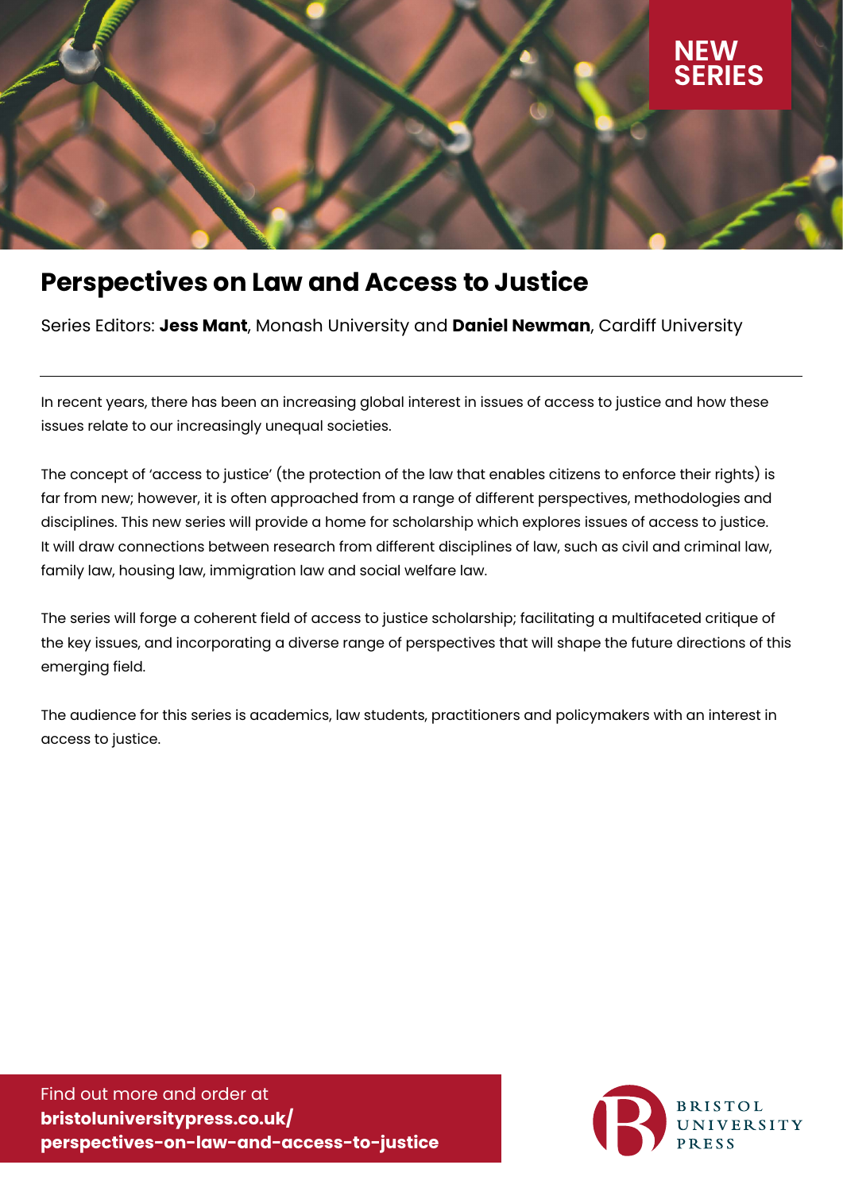NEW SERIES

# Perspectives on Law and Access to Justice

Series Editors: **Jess Mant**, Monash University and **Daniel Newman**, Cardiff University

---

In recent years, there has been an increasing global interest in issues of access to justice and how these issues relate to our increasingly unequal societies.

The concept of 'access to justice' (the protection of the law that enables citizens to enforce their rights) is far from new; however, it is often approached from a range of different perspectives, methodologies and disciplines. This new series will provide a home for scholarship which explores issues of access to justice. It will draw connections between research from different disciplines of law, such as civil and criminal law, family law, housing law, immigration law and social welfare law.

The series will forge a coherent field of access to justice scholarship; facilitating a multifaceted critique of the key issues, and incorporating a diverse range of perspectives that will shape the future directions of this emerging field.

The audience for this series is academics, law students, practitioners and policymakers with an interest in access to justice.

Find out more and order at
**bristoluniversitypress.co.uk/perspectives-on-law-and-access-to-justice**

BRISTOL UNIVERSITY PRESS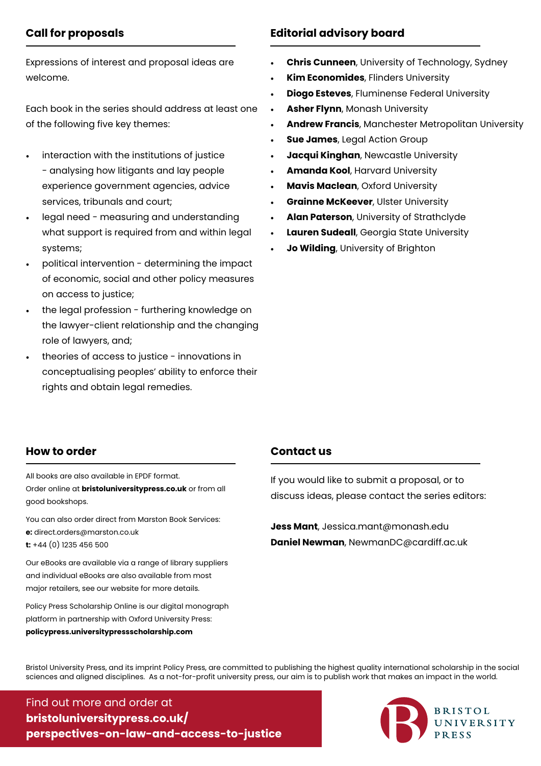## Call for proposals

Expressions of interest and proposal ideas are welcome.

Each book in the series should address at least one of the following five key themes:

- interaction with the institutions of justice - analysing how litigants and lay people experience government agencies, advice services, tribunals and court;
- legal need - measuring and understanding what support is required from and within legal systems;
- political intervention - determining the impact of economic, social and other policy measures on access to justice;
- the legal profession - furthering knowledge on the lawyer-client relationship and the changing role of lawyers, and;
- theories of access to justice - innovations in conceptualising peoples' ability to enforce their rights and obtain legal remedies.

## Editorial advisory board

- **Chris Cunneen**, University of Technology, Sydney
- **Kim Economides**, Flinders University
- **Diogo Esteves**, Fluminense Federal University
- **Asher Flynn**, Monash University
- **Andrew Francis**, Manchester Metropolitan University
- **Sue James**, Legal Action Group
- **Jacqui Kinghan**, Newcastle University
- **Amanda Kool**, Harvard University
- **Mavis Maclean**, Oxford University
- **Grainne McKeever**, Ulster University
- **Alan Paterson**, University of Strathclyde
- **Lauren Sudeall**, Georgia State University
- **Jo Wilding**, University of Brighton

## How to order

All books are also available in EPDF format.
Order online at **bristoluniversitypress.co.uk** or from all good bookshops.

You can also order direct from Marston Book Services:
**e:** direct.orders@marston.co.uk
**t:** +44 (0) 1235 456 500

Our eBooks are available via a range of library suppliers and individual eBooks are also available from most major retailers, see our website for more details.

Policy Press Scholarship Online is our digital monograph platform in partnership with Oxford University Press:
**policypress.universitypressscholarship.com**

## Contact us

If you would like to submit a proposal, or to discuss ideas, please contact the series editors:

**Jess Mant**, Jessica.mant@monash.edu
**Daniel Newman**, NewmanDC@cardiff.ac.uk

Bristol University Press, and its imprint Policy Press, are committed to publishing the highest quality international scholarship in the social sciences and aligned disciplines. As a not-for-profit university press, our aim is to publish work that makes an impact in the world.

Find out more and order at
**bristoluniversitypress.co.uk/perspectives-on-law-and-access-to-justice**

BRISTOL UNIVERSITY PRESS